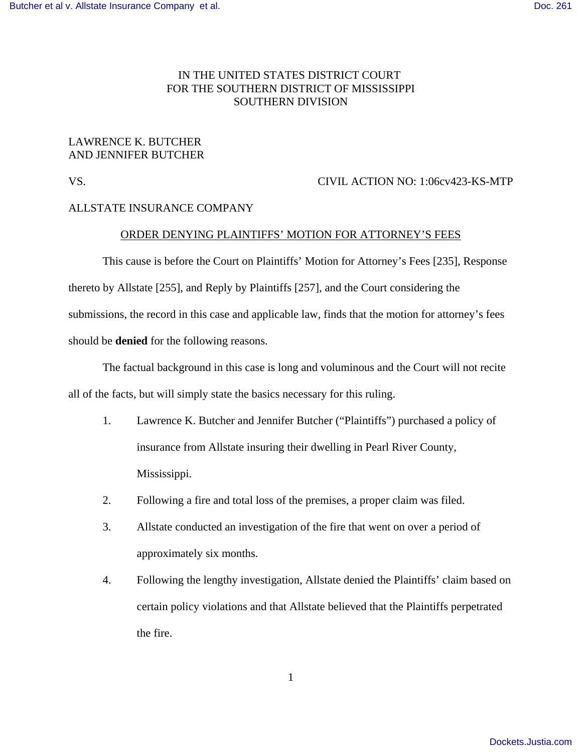IN THE UNITED STATES DISTRICT COURT
FOR THE SOUTHERN DISTRICT OF MISSISSIPPI
SOUTHERN DIVISION

LAWRENCE K. BUTCHER
AND JENNIFER BUTCHER

VS. CIVIL ACTION NO: 1:06cv423-KS-MTP

ALLSTATE INSURANCE COMPANY

ORDER DENYING PLAINTIFFS' MOTION FOR ATTORNEY'S FEES

This cause is before the Court on Plaintiffs' Motion for Attorney's Fees [235], Response thereto by Allstate [255], and Reply by Plaintiffs [257], and the Court considering the submissions, the record in this case and applicable law, finds that the motion for attorney's fees should be **denied** for the following reasons.

The factual background in this case is long and voluminous and the Court will not recite all of the facts, but will simply state the basics necessary for this ruling.

1. Lawrence K. Butcher and Jennifer Butcher ("Plaintiffs") purchased a policy of insurance from Allstate insuring their dwelling in Pearl River County, Mississippi.
2. Following a fire and total loss of the premises, a proper claim was filed.
3. Allstate conducted an investigation of the fire that went on over a period of approximately six months.
4. Following the lengthy investigation, Allstate denied the Plaintiffs' claim based on certain policy violations and that Allstate believed that the Plaintiffs perpetrated the fire.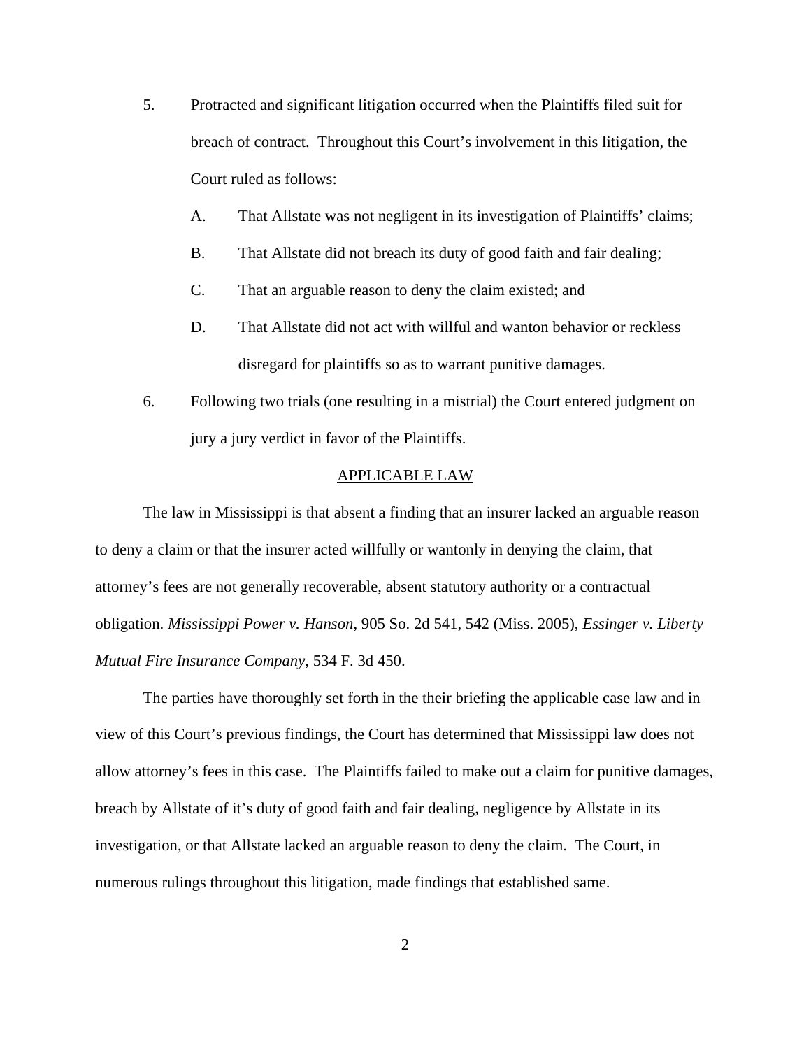5. Protracted and significant litigation occurred when the Plaintiffs filed suit for breach of contract. Throughout this Court's involvement in this litigation, the Court ruled as follows:

   A. That Allstate was not negligent in its investigation of Plaintiffs' claims;

   B. That Allstate did not breach its duty of good faith and fair dealing;

   C. That an arguable reason to deny the claim existed; and

   D. That Allstate did not act with willful and wanton behavior or reckless disregard for plaintiffs so as to warrant punitive damages.

6. Following two trials (one resulting in a mistrial) the Court entered judgment on jury a jury verdict in favor of the Plaintiffs.

APPLICABLE LAW

The law in Mississippi is that absent a finding that an insurer lacked an arguable reason to deny a claim or that the insurer acted willfully or wantonly in denying the claim, that attorney's fees are not generally recoverable, absent statutory authority or a contractual obligation. *Mississippi Power v. Hanson*, 905 So. 2d 541, 542 (Miss. 2005), *Essinger v. Liberty Mutual Fire Insurance Company*, 534 F. 3d 450.

The parties have thoroughly set forth in the their briefing the applicable case law and in view of this Court's previous findings, the Court has determined that Mississippi law does not allow attorney's fees in this case. The Plaintiffs failed to make out a claim for punitive damages, breach by Allstate of it's duty of good faith and fair dealing, negligence by Allstate in its investigation, or that Allstate lacked an arguable reason to deny the claim. The Court, in numerous rulings throughout this litigation, made findings that established same.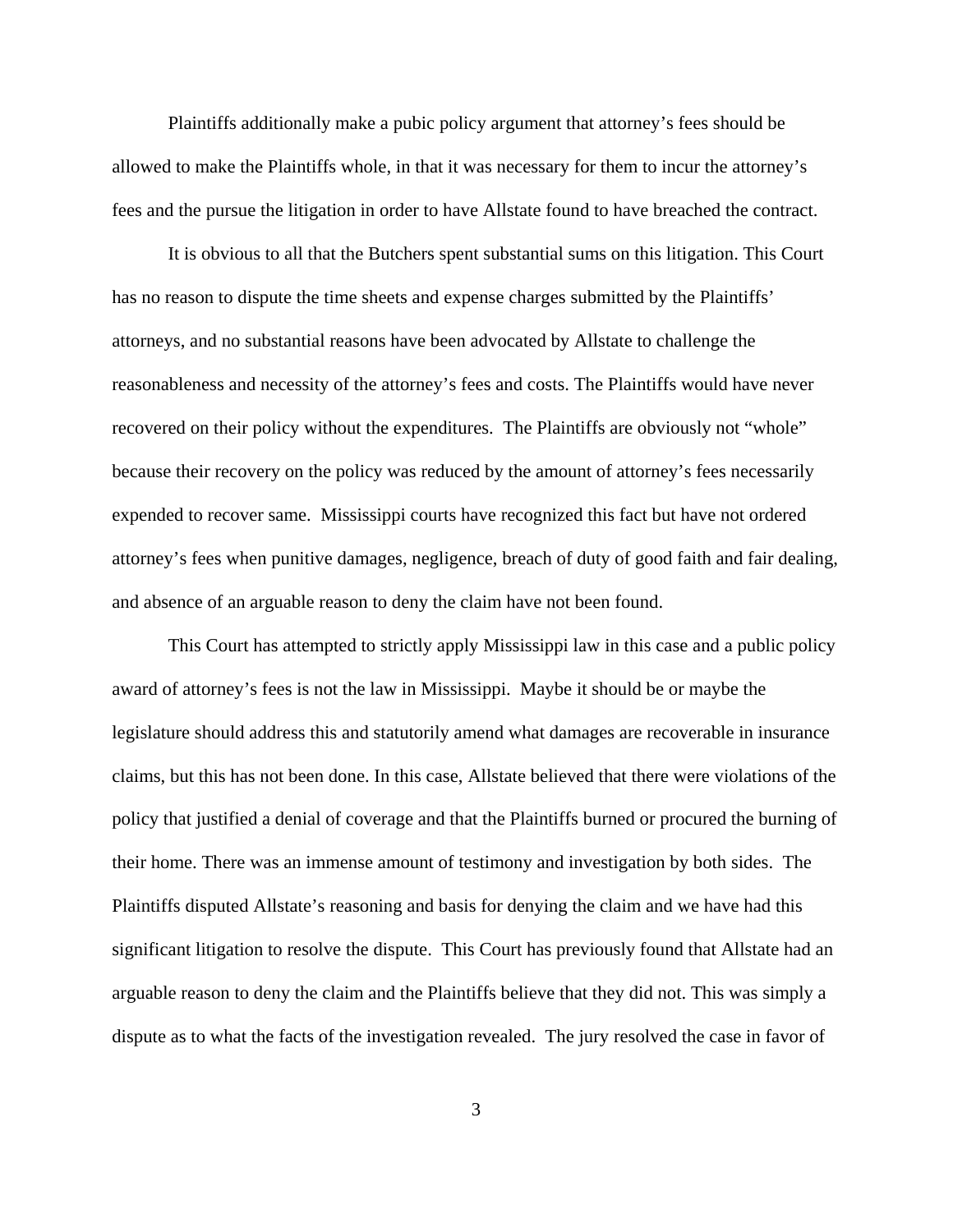Plaintiffs additionally make a pubic policy argument that attorney's fees should be allowed to make the Plaintiffs whole, in that it was necessary for them to incur the attorney's fees and the pursue the litigation in order to have Allstate found to have breached the contract.

It is obvious to all that the Butchers spent substantial sums on this litigation. This Court has no reason to dispute the time sheets and expense charges submitted by the Plaintiffs' attorneys, and no substantial reasons have been advocated by Allstate to challenge the reasonableness and necessity of the attorney's fees and costs. The Plaintiffs would have never recovered on their policy without the expenditures. The Plaintiffs are obviously not "whole" because their recovery on the policy was reduced by the amount of attorney's fees necessarily expended to recover same. Mississippi courts have recognized this fact but have not ordered attorney's fees when punitive damages, negligence, breach of duty of good faith and fair dealing, and absence of an arguable reason to deny the claim have not been found.

This Court has attempted to strictly apply Mississippi law in this case and a public policy award of attorney's fees is not the law in Mississippi. Maybe it should be or maybe the legislature should address this and statutorily amend what damages are recoverable in insurance claims, but this has not been done. In this case, Allstate believed that there were violations of the policy that justified a denial of coverage and that the Plaintiffs burned or procured the burning of their home. There was an immense amount of testimony and investigation by both sides. The Plaintiffs disputed Allstate's reasoning and basis for denying the claim and we have had this significant litigation to resolve the dispute. This Court has previously found that Allstate had an arguable reason to deny the claim and the Plaintiffs believe that they did not. This was simply a dispute as to what the facts of the investigation revealed. The jury resolved the case in favor of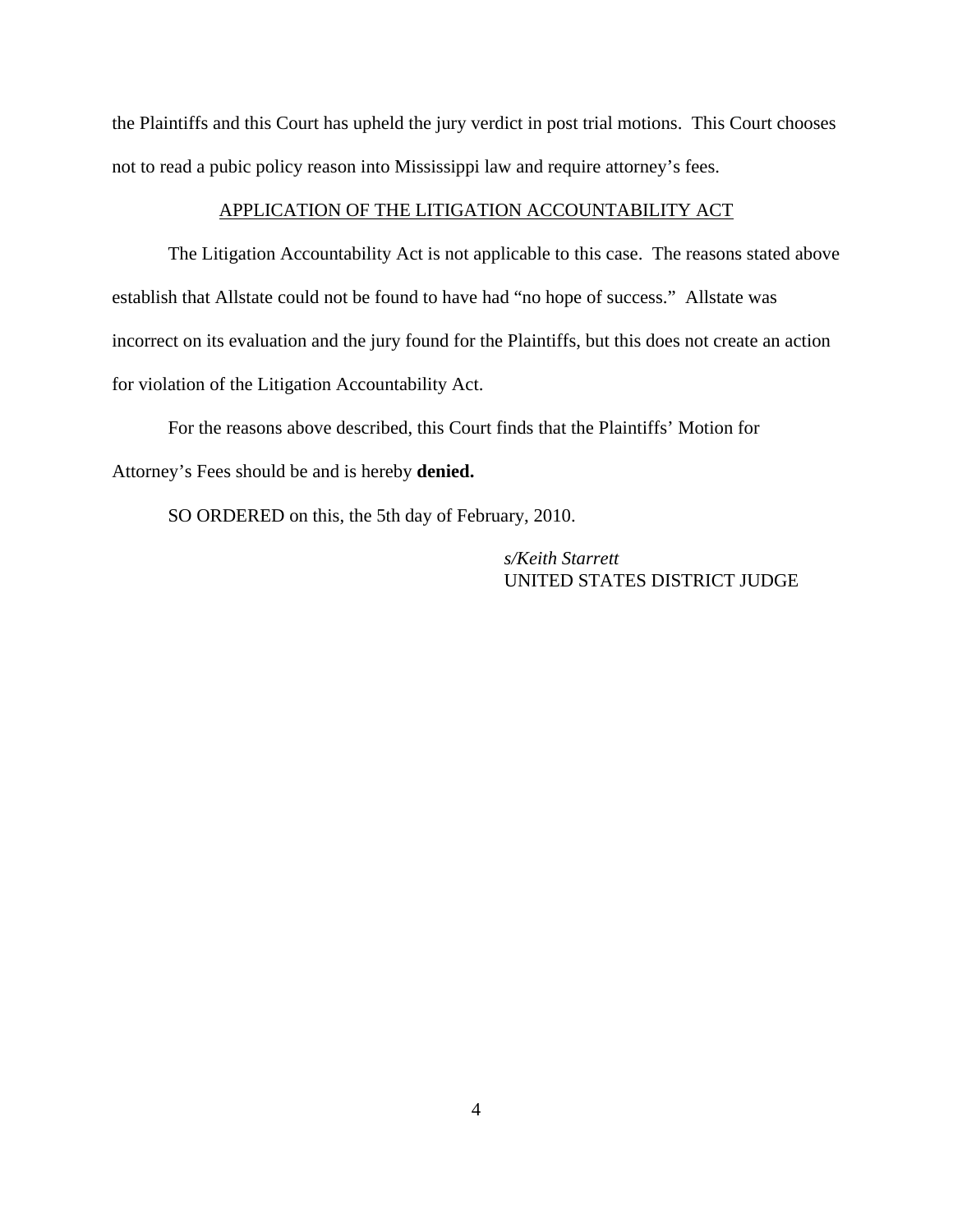the Plaintiffs and this Court has upheld the jury verdict in post trial motions. This Court chooses not to read a pubic policy reason into Mississippi law and require attorney's fees.

## APPLICATION OF THE LITIGATION ACCOUNTABILITY ACT

The Litigation Accountability Act is not applicable to this case. The reasons stated above establish that Allstate could not be found to have had "no hope of success." Allstate was incorrect on its evaluation and the jury found for the Plaintiffs, but this does not create an action for violation of the Litigation Accountability Act.

For the reasons above described, this Court finds that the Plaintiffs' Motion for Attorney's Fees should be and is hereby **denied.**

SO ORDERED on this, the 5th day of February, 2010.

*s/Keith Starrett*
UNITED STATES DISTRICT JUDGE